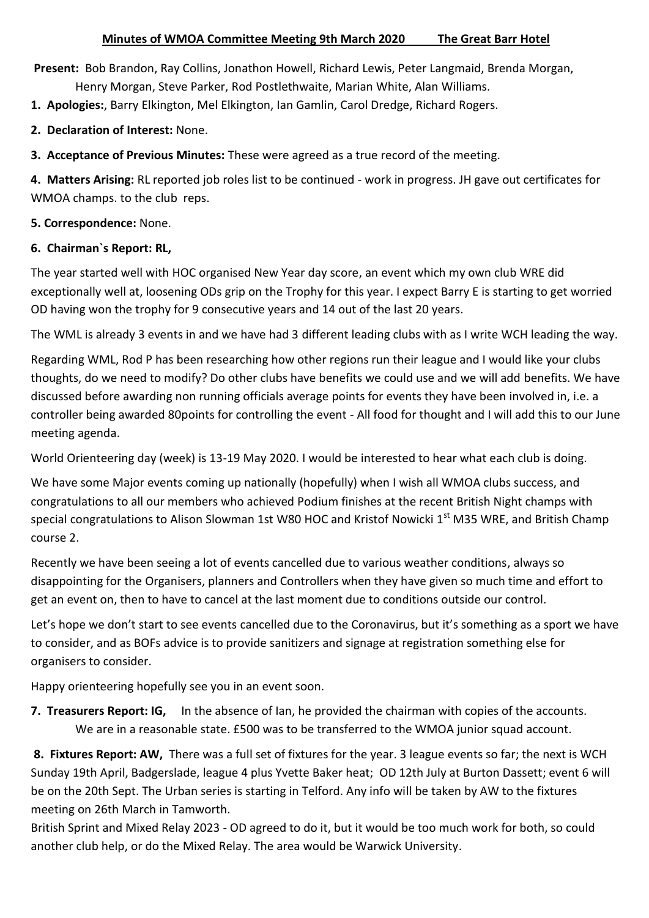**Minutes of WMOA Committee Meeting 9th March 2020 The Great Barr Hotel**

**Present:** Bob Brandon, Ray Collins, Jonathon Howell, Richard Lewis, Peter Langmaid, Brenda Morgan, Henry Morgan, Steve Parker, Rod Postlethwaite, Marian White, Alan Williams.

**1. Apologies:**, Barry Elkington, Mel Elkington, Ian Gamlin, Carol Dredge, Richard Rogers.

**2. Declaration of Interest:** None.

**3. Acceptance of Previous Minutes:** These were agreed as a true record of the meeting.

**4. Matters Arising:** RL reported job roles list to be continued - work in progress. JH gave out certificates for WMOA champs. to the club reps.

**5. Correspondence:** None.

**6. Chairman`s Report: RL,**

The year started well with HOC organised New Year day score, an event which my own club WRE did exceptionally well at, loosening ODs grip on the Trophy for this year. I expect Barry E is starting to get worried OD having won the trophy for 9 consecutive years and 14 out of the last 20 years.

The WML is already 3 events in and we have had 3 different leading clubs with as I write WCH leading the way.

Regarding WML, Rod P has been researching how other regions run their league and I would like your clubs thoughts, do we need to modify? Do other clubs have benefits we could use and we will add benefits. We have discussed before awarding non running officials average points for events they have been involved in, i.e. a controller being awarded 80points for controlling the event - All food for thought and I will add this to our June meeting agenda.

World Orienteering day (week) is 13-19 May 2020. I would be interested to hear what each club is doing.

We have some Major events coming up nationally (hopefully) when I wish all WMOA clubs success, and congratulations to all our members who achieved Podium finishes at the recent British Night champs with special congratulations to Alison Slowman 1st W80 HOC and Kristof Nowicki 1st M35 WRE, and British Champ course 2.

Recently we have been seeing a lot of events cancelled due to various weather conditions, always so disappointing for the Organisers, planners and Controllers when they have given so much time and effort to get an event on, then to have to cancel at the last moment due to conditions outside our control.

Let's hope we don't start to see events cancelled due to the Coronavirus, but it's something as a sport we have to consider, and as BOFs advice is to provide sanitizers and signage at registration something else for organisers to consider.

Happy orienteering hopefully see you in an event soon.

**7. Treasurers Report: IG,** In the absence of Ian, he provided the chairman with copies of the accounts. We are in a reasonable state. £500 was to be transferred to the WMOA junior squad account.

**8. Fixtures Report: AW,** There was a full set of fixtures for the year. 3 league events so far; the next is WCH Sunday 19th April, Badgerslade, league 4 plus Yvette Baker heat; OD 12th July at Burton Dassett; event 6 will be on the 20th Sept. The Urban series is starting in Telford. Any info will be taken by AW to the fixtures meeting on 26th March in Tamworth.

British Sprint and Mixed Relay 2023 - OD agreed to do it, but it would be too much work for both, so could another club help, or do the Mixed Relay. The area would be Warwick University.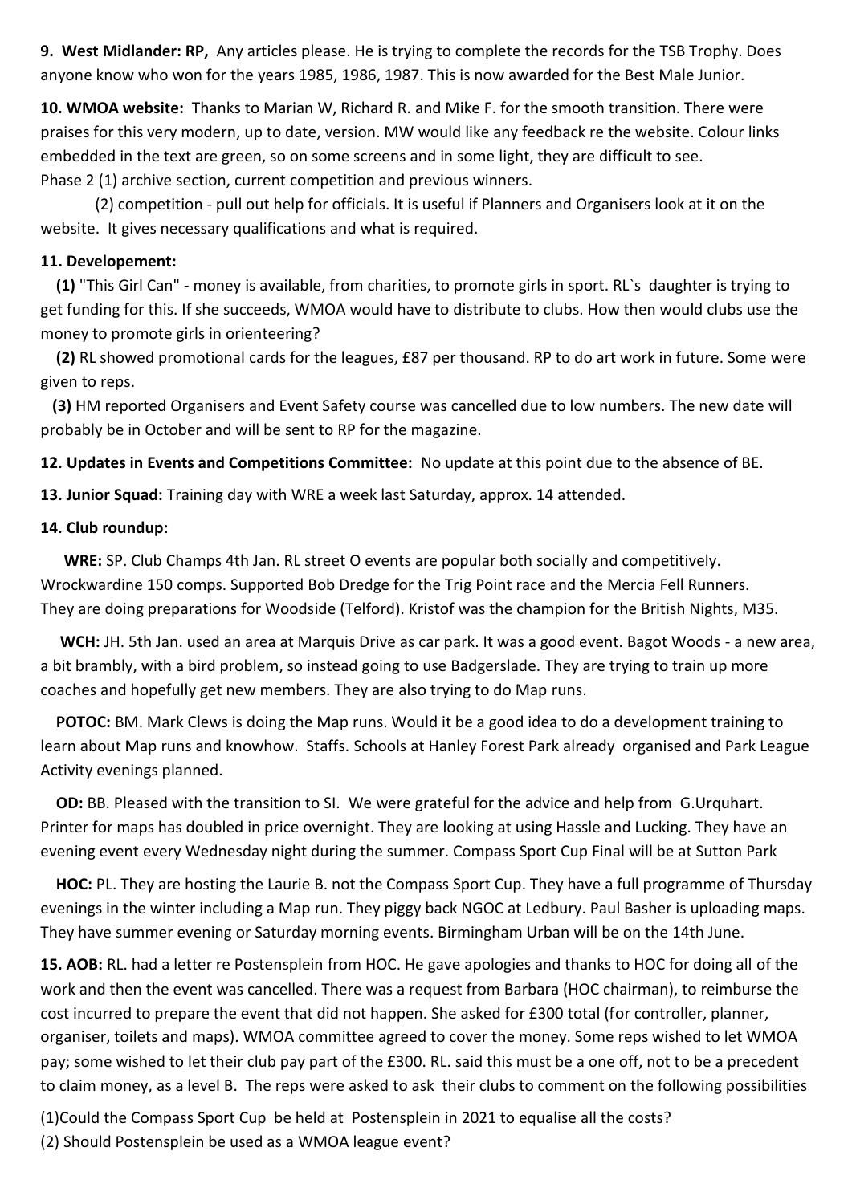**9. West Midlander: RP,** Any articles please. He is trying to complete the records for the TSB Trophy. Does anyone know who won for the years 1985, 1986, 1987. This is now awarded for the Best Male Junior.

**10. WMOA website:** Thanks to Marian W, Richard R. and Mike F. for the smooth transition. There were praises for this very modern, up to date, version. MW would like any feedback re the website. Colour links embedded in the text are green, so on some screens and in some light, they are difficult to see.
Phase 2 (1) archive section, current competition and previous winners.

(2) competition - pull out help for officials. It is useful if Planners and Organisers look at it on the website. It gives necessary qualifications and what is required.

**11. Developement:**

**(1)** "This Girl Can" - money is available, from charities, to promote girls in sport. RL`s daughter is trying to get funding for this. If she succeeds, WMOA would have to distribute to clubs. How then would clubs use the money to promote girls in orienteering?

**(2)** RL showed promotional cards for the leagues, £87 per thousand. RP to do art work in future. Some were given to reps.

**(3)** HM reported Organisers and Event Safety course was cancelled due to low numbers. The new date will probably be in October and will be sent to RP for the magazine.

**12. Updates in Events and Competitions Committee:** No update at this point due to the absence of BE.

**13. Junior Squad:** Training day with WRE a week last Saturday, approx. 14 attended.

**14. Club roundup:**

**WRE:** SP. Club Champs 4th Jan. RL street O events are popular both socially and competitively. Wrockwardine 150 comps. Supported Bob Dredge for the Trig Point race and the Mercia Fell Runners. They are doing preparations for Woodside (Telford). Kristof was the champion for the British Nights, M35.

**WCH:** JH. 5th Jan. used an area at Marquis Drive as car park. It was a good event. Bagot Woods - a new area, a bit brambly, with a bird problem, so instead going to use Badgerslade. They are trying to train up more coaches and hopefully get new members. They are also trying to do Map runs.

**POTOC:** BM. Mark Clews is doing the Map runs. Would it be a good idea to do a development training to learn about Map runs and knowhow. Staffs. Schools at Hanley Forest Park already organised and Park League Activity evenings planned.

**OD:** BB. Pleased with the transition to SI. We were grateful for the advice and help from G.Urquhart. Printer for maps has doubled in price overnight. They are looking at using Hassle and Lucking. They have an evening event every Wednesday night during the summer. Compass Sport Cup Final will be at Sutton Park

**HOC:** PL. They are hosting the Laurie B. not the Compass Sport Cup. They have a full programme of Thursday evenings in the winter including a Map run. They piggy back NGOC at Ledbury. Paul Basher is uploading maps. They have summer evening or Saturday morning events. Birmingham Urban will be on the 14th June.

**15. AOB:** RL. had a letter re Postensplein from HOC. He gave apologies and thanks to HOC for doing all of the work and then the event was cancelled. There was a request from Barbara (HOC chairman), to reimburse the cost incurred to prepare the event that did not happen. She asked for £300 total (for controller, planner, organiser, toilets and maps). WMOA committee agreed to cover the money. Some reps wished to let WMOA pay; some wished to let their club pay part of the £300. RL. said this must be a one off, not to be a precedent to claim money, as a level B. The reps were asked to ask their clubs to comment on the following possibilities

(1)Could the Compass Sport Cup be held at Postensplein in 2021 to equalise all the costs?
(2) Should Postensplein be used as a WMOA league event?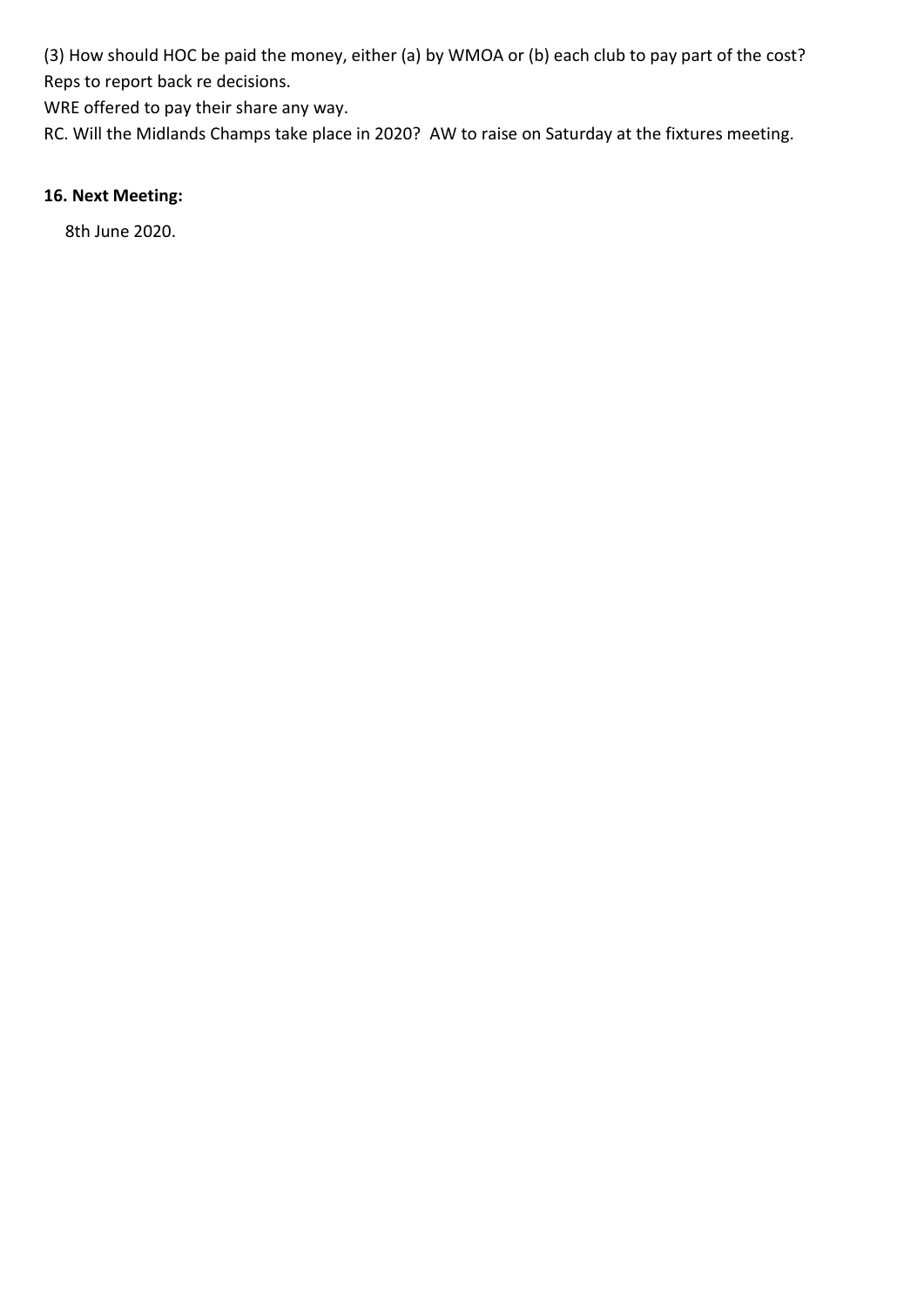(3) How should HOC be paid the money, either (a) by WMOA or (b) each club to pay part of the cost?
Reps to report back re decisions.

WRE offered to pay their share any way.

RC. Will the Midlands Champs take place in 2020? AW to raise on Saturday at the fixtures meeting.

**16. Next Meeting:**

8th June 2020.